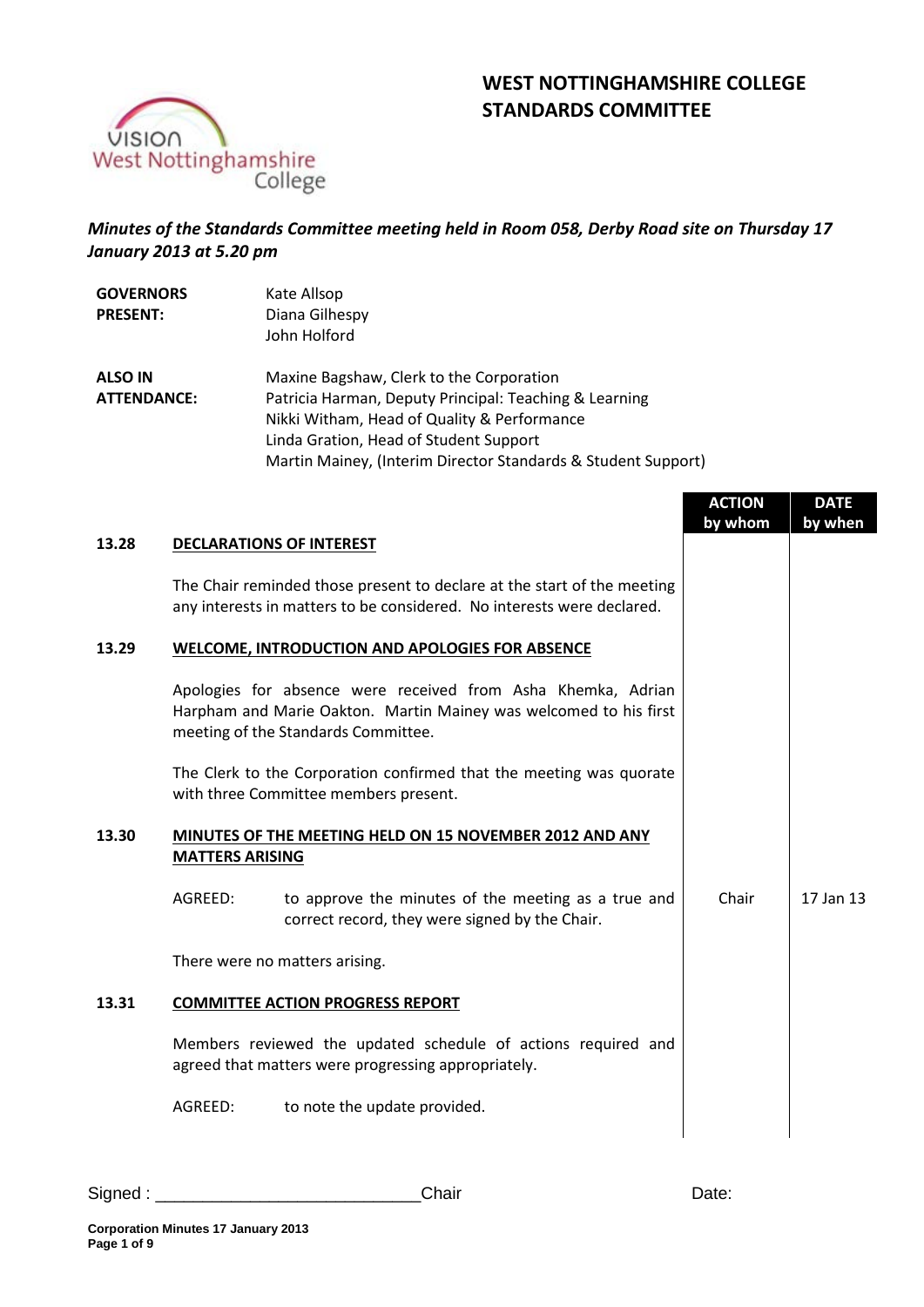# WEST NOTTINGHAMSHIRE COLLEGE STANDARDS COMMITTEE

*Minutes of the Standards Committee meeting held in Room 058, Derby Road site on Thursday 17 January 2013 at 5.20 pm*

| | |
|---|---|
| **GOVERNORS PRESENT:** | Kate Allsop<br>Diana Gilhespy<br>John Holford |
| **ALSO IN ATTENDANCE:** | Maxine Bagshaw, Clerk to the Corporation<br>Patricia Harman, Deputy Principal: Teaching & Learning<br>Nikki Witham, Head of Quality & Performance<br>Linda Gration, Head of Student Support<br>Martin Mainey, (Interim Director Standards & Student Support) |

| | | ACTION by whom | DATE by when |
|---|---|---|---|
| **13.28** | **DECLARATIONS OF INTEREST** | | |
| | The Chair reminded those present to declare at the start of the meeting any interests in matters to be considered. No interests were declared. | | |
| **13.29** | **WELCOME, INTRODUCTION AND APOLOGIES FOR ABSENCE** | | |
| | Apologies for absence were received from Asha Khemka, Adrian Harpham and Marie Oakton. Martin Mainey was welcomed to his first meeting of the Standards Committee. | | |
| | The Clerk to the Corporation confirmed that the meeting was quorate with three Committee members present. | | |
| **13.30** | **MINUTES OF THE MEETING HELD ON 15 NOVEMBER 2012 AND ANY MATTERS ARISING** | | |
| | AGREED: to approve the minutes of the meeting as a true and correct record, they were signed by the Chair. | Chair | 17 Jan 13 |
| | There were no matters arising. | | |
| **13.31** | **COMMITTEE ACTION PROGRESS REPORT** | | |
| | Members reviewed the updated schedule of actions required and agreed that matters were progressing appropriately. | | |
| | AGREED: to note the update provided. | | |

Signed : ___________________________ Chair Date: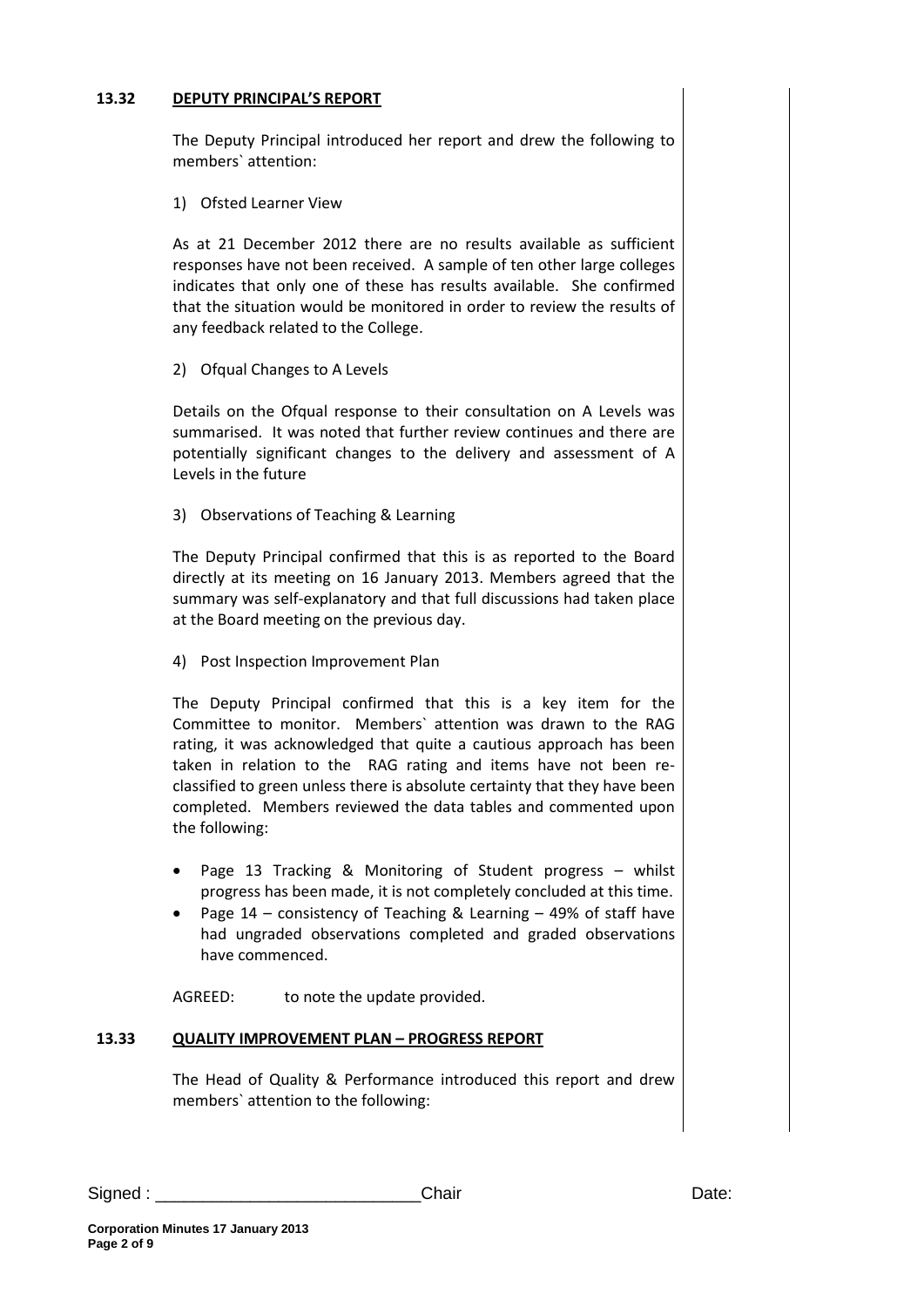## 13.32 DEPUTY PRINCIPAL'S REPORT

The Deputy Principal introduced her report and drew the following to members` attention:

1) Ofsted Learner View

As at 21 December 2012 there are no results available as sufficient responses have not been received. A sample of ten other large colleges indicates that only one of these has results available. She confirmed that the situation would be monitored in order to review the results of any feedback related to the College.

2) Ofqual Changes to A Levels

Details on the Ofqual response to their consultation on A Levels was summarised. It was noted that further review continues and there are potentially significant changes to the delivery and assessment of A Levels in the future

3) Observations of Teaching & Learning

The Deputy Principal confirmed that this is as reported to the Board directly at its meeting on 16 January 2013. Members agreed that the summary was self-explanatory and that full discussions had taken place at the Board meeting on the previous day.

4) Post Inspection Improvement Plan

The Deputy Principal confirmed that this is a key item for the Committee to monitor. Members` attention was drawn to the RAG rating, it was acknowledged that quite a cautious approach has been taken in relation to the RAG rating and items have not been re-classified to green unless there is absolute certainty that they have been completed. Members reviewed the data tables and commented upon the following:

- Page 13 Tracking & Monitoring of Student progress – whilst progress has been made, it is not completely concluded at this time.
- Page 14 – consistency of Teaching & Learning – 49% of staff have had ungraded observations completed and graded observations have commenced.

AGREED: to note the update provided.

## 13.33 QUALITY IMPROVEMENT PLAN – PROGRESS REPORT

The Head of Quality & Performance introduced this report and drew members` attention to the following:

Signed : \_\_\_\_\_\_\_\_\_\_\_\_\_\_\_\_\_\_\_\_\_\_\_\_\_\_\_\_ Chair Date: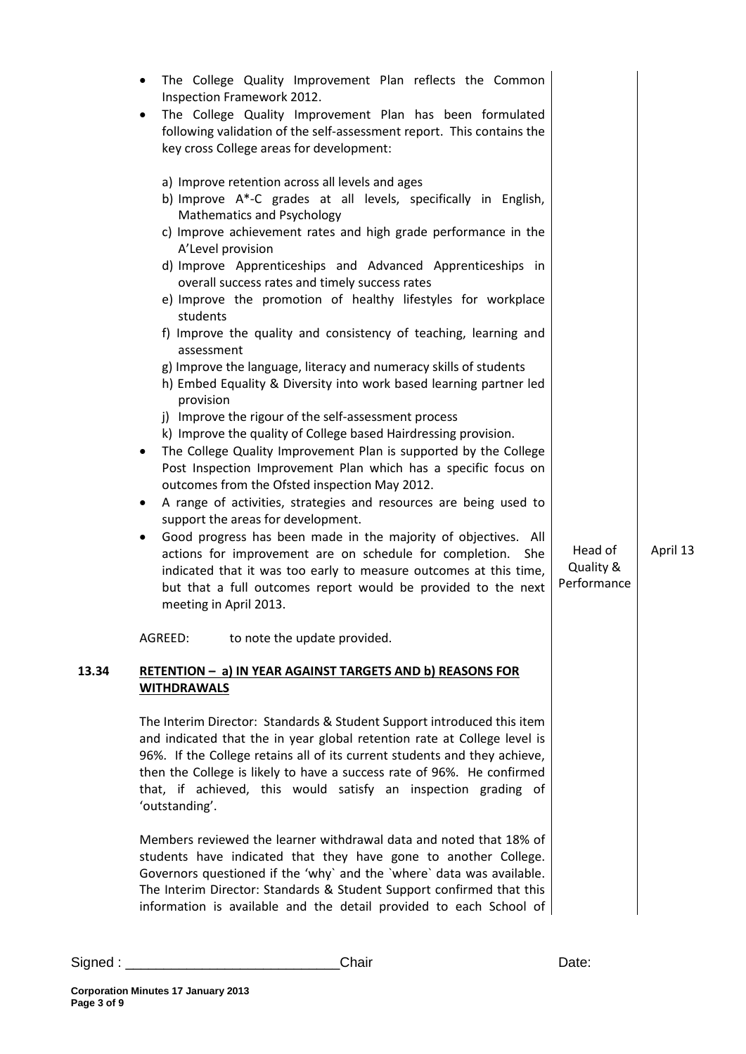- The College Quality Improvement Plan reflects the Common Inspection Framework 2012.
- The College Quality Improvement Plan has been formulated following validation of the self-assessment report. This contains the key cross College areas for development:

  a) Improve retention across all levels and ages
  b) Improve A*-C grades at all levels, specifically in English, Mathematics and Psychology
  c) Improve achievement rates and high grade performance in the A'Level provision
  d) Improve Apprenticeships and Advanced Apprenticeships in overall success rates and timely success rates
  e) Improve the promotion of healthy lifestyles for workplace students
  f) Improve the quality and consistency of teaching, learning and assessment
  g) Improve the language, literacy and numeracy skills of students
  h) Embed Equality & Diversity into work based learning partner led provision
  j) Improve the rigour of the self-assessment process
  k) Improve the quality of College based Hairdressing provision.
- The College Quality Improvement Plan is supported by the College Post Inspection Improvement Plan which has a specific focus on outcomes from the Ofsted inspection May 2012.
- A range of activities, strategies and resources are being used to support the areas for development.
- Good progress has been made in the majority of objectives. All actions for improvement are on schedule for completion. She indicated that it was too early to measure outcomes at this time, but that a full outcomes report would be provided to the next meeting in April 2013. — **Head of Quality & Performance** — **April 13**

AGREED: to note the update provided.

**13.34 RETENTION – a) IN YEAR AGAINST TARGETS AND b) REASONS FOR WITHDRAWALS**

The Interim Director: Standards & Student Support introduced this item and indicated that the in year global retention rate at College level is 96%. If the College retains all of its current students and they achieve, then the College is likely to have a success rate of 96%. He confirmed that, if achieved, this would satisfy an inspection grading of 'outstanding'.

Members reviewed the learner withdrawal data and noted that 18% of students have indicated that they have gone to another College. Governors questioned if the 'why` and the `where` data was available. The Interim Director: Standards & Student Support confirmed that this information is available and the detail provided to each School of

Signed : \_\_\_\_\_\_\_\_\_\_\_\_\_\_\_\_\_\_\_\_\_\_\_\_\_\_\_\_ Chair Date: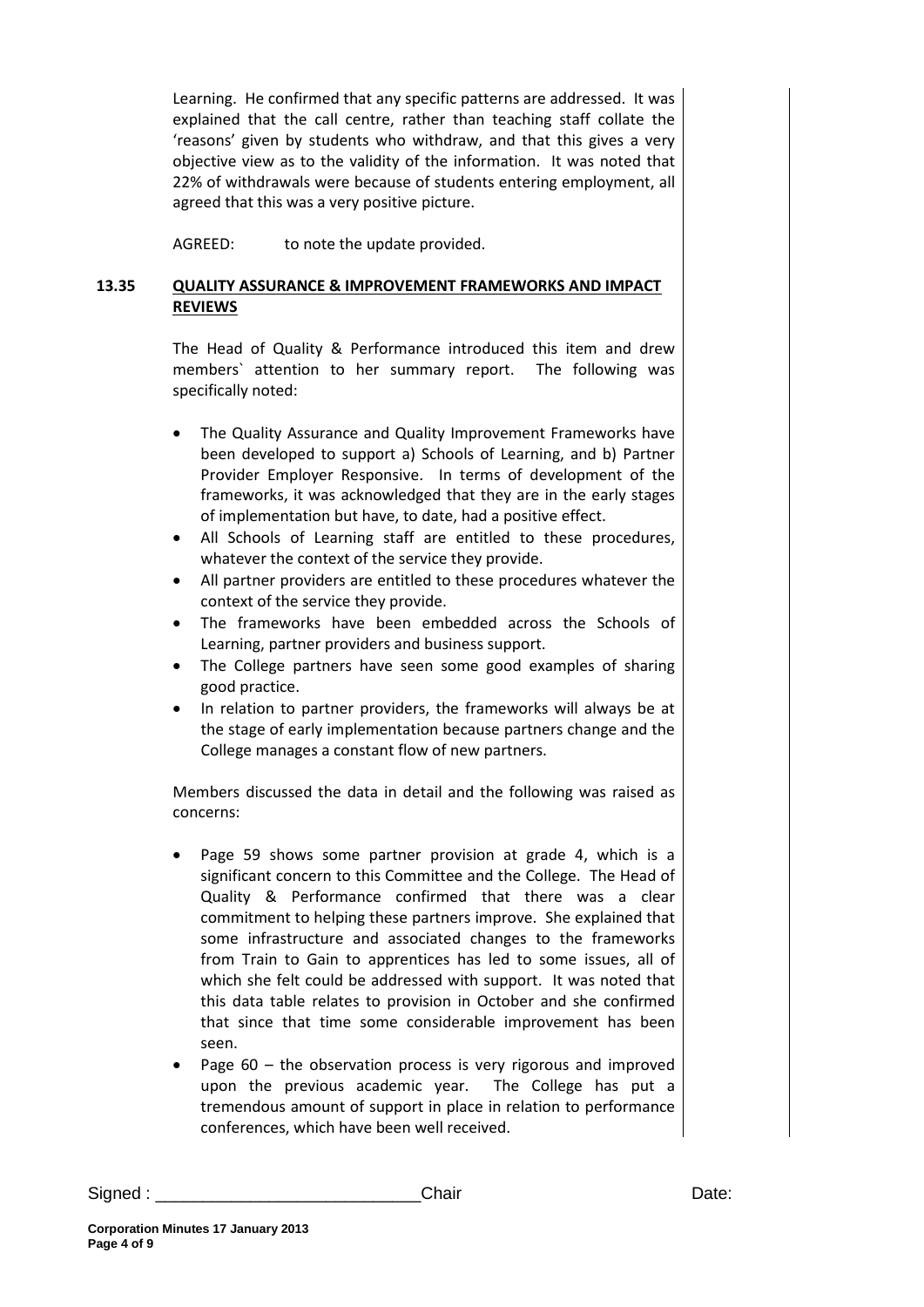Learning. He confirmed that any specific patterns are addressed. It was explained that the call centre, rather than teaching staff collate the 'reasons' given by students who withdraw, and that this gives a very objective view as to the validity of the information. It was noted that 22% of withdrawals were because of students entering employment, all agreed that this was a very positive picture.

AGREED: to note the update provided.

**13.35 QUALITY ASSURANCE & IMPROVEMENT FRAMEWORKS AND IMPACT REVIEWS**

The Head of Quality & Performance introduced this item and drew members` attention to her summary report. The following was specifically noted:

- The Quality Assurance and Quality Improvement Frameworks have been developed to support a) Schools of Learning, and b) Partner Provider Employer Responsive. In terms of development of the frameworks, it was acknowledged that they are in the early stages of implementation but have, to date, had a positive effect.
- All Schools of Learning staff are entitled to these procedures, whatever the context of the service they provide.
- All partner providers are entitled to these procedures whatever the context of the service they provide.
- The frameworks have been embedded across the Schools of Learning, partner providers and business support.
- The College partners have seen some good examples of sharing good practice.
- In relation to partner providers, the frameworks will always be at the stage of early implementation because partners change and the College manages a constant flow of new partners.

Members discussed the data in detail and the following was raised as concerns:

- Page 59 shows some partner provision at grade 4, which is a significant concern to this Committee and the College. The Head of Quality & Performance confirmed that there was a clear commitment to helping these partners improve. She explained that some infrastructure and associated changes to the frameworks from Train to Gain to apprentices has led to some issues, all of which she felt could be addressed with support. It was noted that this data table relates to provision in October and she confirmed that since that time some considerable improvement has been seen.
- Page 60 – the observation process is very rigorous and improved upon the previous academic year. The College has put a tremendous amount of support in place in relation to performance conferences, which have been well received.

Signed : \_\_\_\_\_\_\_\_\_\_\_\_\_\_\_\_\_\_\_\_\_\_\_\_\_\_\_ Chair Date: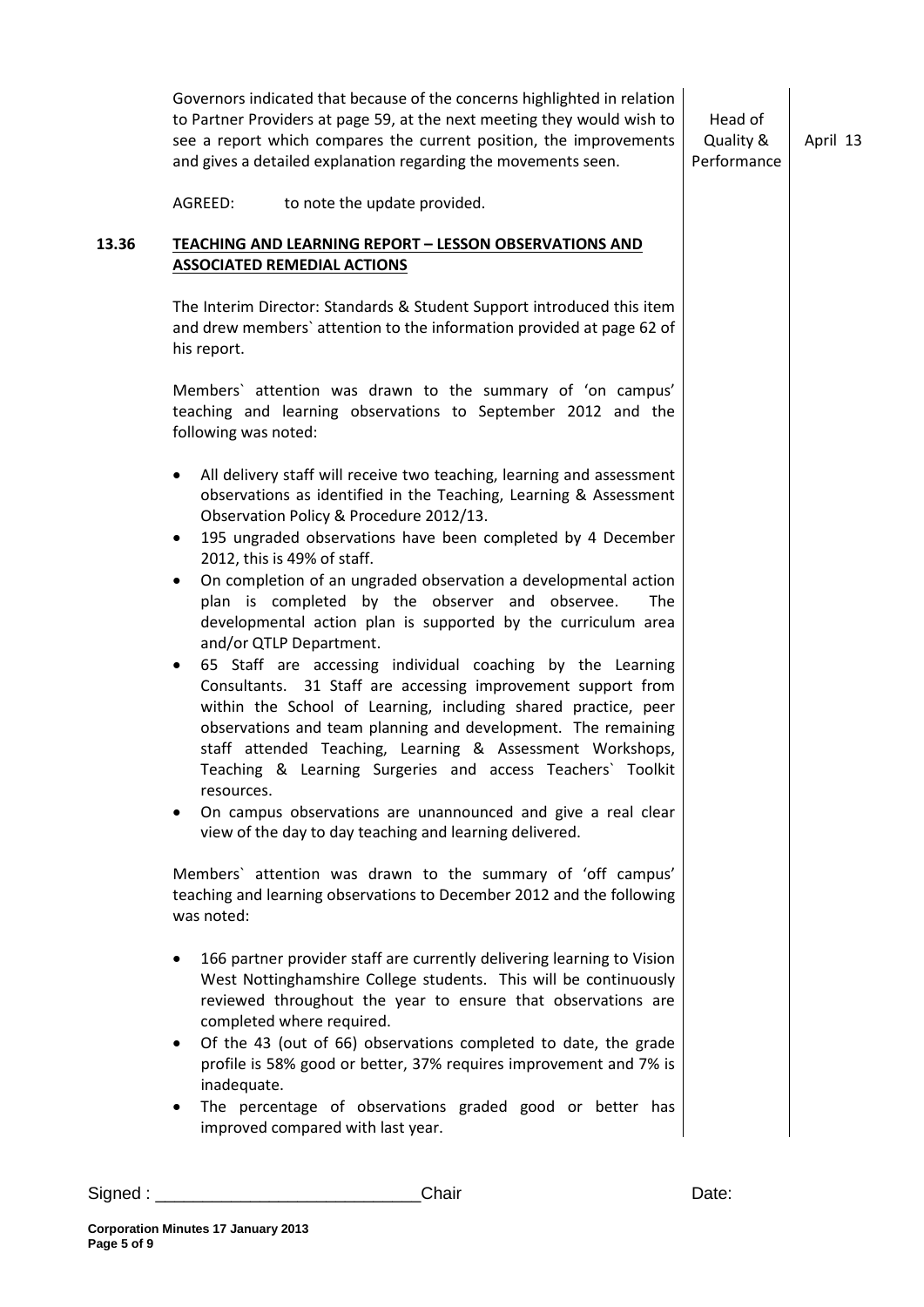Governors indicated that because of the concerns highlighted in relation to Partner Providers at page 59, at the next meeting they would wish to see a report which compares the current position, the improvements and gives a detailed explanation regarding the movements seen. — Head of Quality & Performance — April 13

AGREED: to note the update provided.

## 13.36 TEACHING AND LEARNING REPORT – LESSON OBSERVATIONS AND ASSOCIATED REMEDIAL ACTIONS

The Interim Director: Standards & Student Support introduced this item and drew members` attention to the information provided at page 62 of his report.

Members` attention was drawn to the summary of 'on campus' teaching and learning observations to September 2012 and the following was noted:

- All delivery staff will receive two teaching, learning and assessment observations as identified in the Teaching, Learning & Assessment Observation Policy & Procedure 2012/13.
- 195 ungraded observations have been completed by 4 December 2012, this is 49% of staff.
- On completion of an ungraded observation a developmental action plan is completed by the observer and observee. The developmental action plan is supported by the curriculum area and/or QTLP Department.
- 65 Staff are accessing individual coaching by the Learning Consultants. 31 Staff are accessing improvement support from within the School of Learning, including shared practice, peer observations and team planning and development. The remaining staff attended Teaching, Learning & Assessment Workshops, Teaching & Learning Surgeries and access Teachers` Toolkit resources.
- On campus observations are unannounced and give a real clear view of the day to day teaching and learning delivered.

Members` attention was drawn to the summary of 'off campus' teaching and learning observations to December 2012 and the following was noted:

- 166 partner provider staff are currently delivering learning to Vision West Nottinghamshire College students. This will be continuously reviewed throughout the year to ensure that observations are completed where required.
- Of the 43 (out of 66) observations completed to date, the grade profile is 58% good or better, 37% requires improvement and 7% is inadequate.
- The percentage of observations graded good or better has improved compared with last year.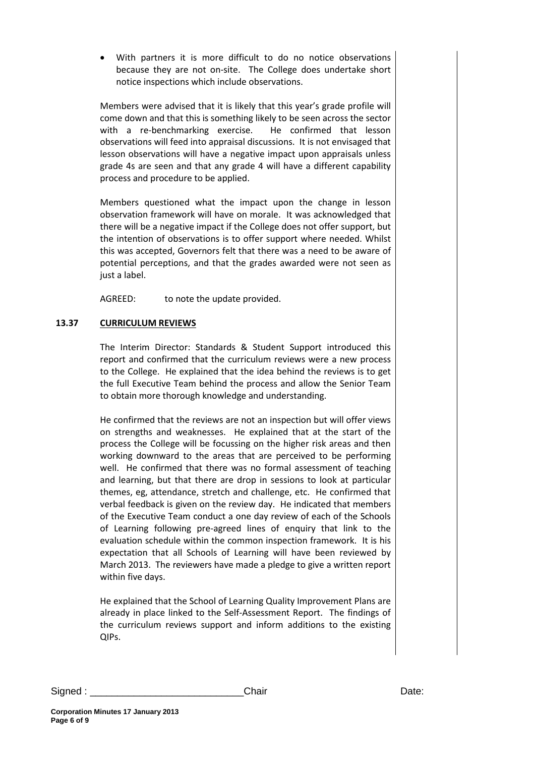- With partners it is more difficult to do no notice observations because they are not on-site. The College does undertake short notice inspections which include observations.

Members were advised that it is likely that this year's grade profile will come down and that this is something likely to be seen across the sector with a re-benchmarking exercise. He confirmed that lesson observations will feed into appraisal discussions. It is not envisaged that lesson observations will have a negative impact upon appraisals unless grade 4s are seen and that any grade 4 will have a different capability process and procedure to be applied.

Members questioned what the impact upon the change in lesson observation framework will have on morale. It was acknowledged that there will be a negative impact if the College does not offer support, but the intention of observations is to offer support where needed. Whilst this was accepted, Governors felt that there was a need to be aware of potential perceptions, and that the grades awarded were not seen as just a label.

AGREED: to note the update provided.

### 13.37 CURRICULUM REVIEWS

The Interim Director: Standards & Student Support introduced this report and confirmed that the curriculum reviews were a new process to the College. He explained that the idea behind the reviews is to get the full Executive Team behind the process and allow the Senior Team to obtain more thorough knowledge and understanding.

He confirmed that the reviews are not an inspection but will offer views on strengths and weaknesses. He explained that at the start of the process the College will be focussing on the higher risk areas and then working downward to the areas that are perceived to be performing well. He confirmed that there was no formal assessment of teaching and learning, but that there are drop in sessions to look at particular themes, eg, attendance, stretch and challenge, etc. He confirmed that verbal feedback is given on the review day. He indicated that members of the Executive Team conduct a one day review of each of the Schools of Learning following pre-agreed lines of enquiry that link to the evaluation schedule within the common inspection framework. It is his expectation that all Schools of Learning will have been reviewed by March 2013. The reviewers have made a pledge to give a written report within five days.

He explained that the School of Learning Quality Improvement Plans are already in place linked to the Self-Assessment Report. The findings of the curriculum reviews support and inform additions to the existing QIPs.

Signed : ___________________________ Chair Date: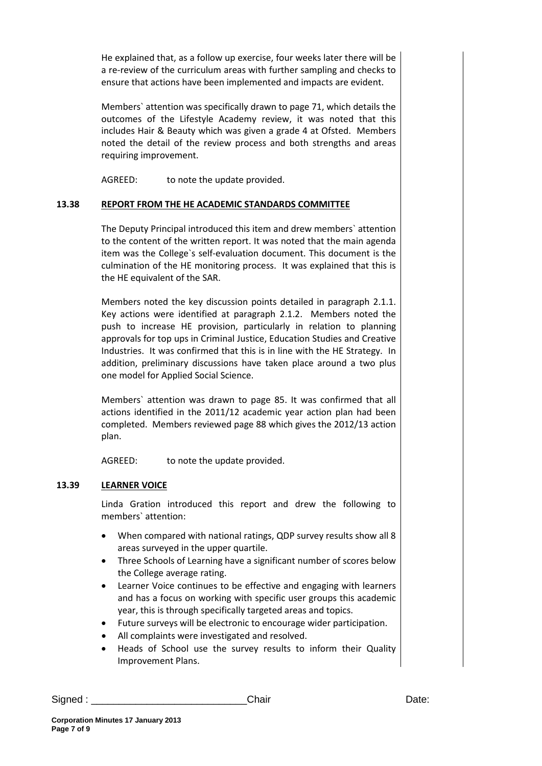He explained that, as a follow up exercise, four weeks later there will be a re-review of the curriculum areas with further sampling and checks to ensure that actions have been implemented and impacts are evident.

Members` attention was specifically drawn to page 71, which details the outcomes of the Lifestyle Academy review, it was noted that this includes Hair & Beauty which was given a grade 4 at Ofsted. Members noted the detail of the review process and both strengths and areas requiring improvement.

AGREED: to note the update provided.

### 13.38 REPORT FROM THE HE ACADEMIC STANDARDS COMMITTEE

The Deputy Principal introduced this item and drew members` attention to the content of the written report. It was noted that the main agenda item was the College`s self-evaluation document. This document is the culmination of the HE monitoring process. It was explained that this is the HE equivalent of the SAR.

Members noted the key discussion points detailed in paragraph 2.1.1. Key actions were identified at paragraph 2.1.2. Members noted the push to increase HE provision, particularly in relation to planning approvals for top ups in Criminal Justice, Education Studies and Creative Industries. It was confirmed that this is in line with the HE Strategy. In addition, preliminary discussions have taken place around a two plus one model for Applied Social Science.

Members` attention was drawn to page 85. It was confirmed that all actions identified in the 2011/12 academic year action plan had been completed. Members reviewed page 88 which gives the 2012/13 action plan.

AGREED: to note the update provided.

### 13.39 LEARNER VOICE

Linda Gration introduced this report and drew the following to members` attention:

- When compared with national ratings, QDP survey results show all 8 areas surveyed in the upper quartile.
- Three Schools of Learning have a significant number of scores below the College average rating.
- Learner Voice continues to be effective and engaging with learners and has a focus on working with specific user groups this academic year, this is through specifically targeted areas and topics.
- Future surveys will be electronic to encourage wider participation.
- All complaints were investigated and resolved.
- Heads of School use the survey results to inform their Quality Improvement Plans.

Signed : ___________________________ Chair Date: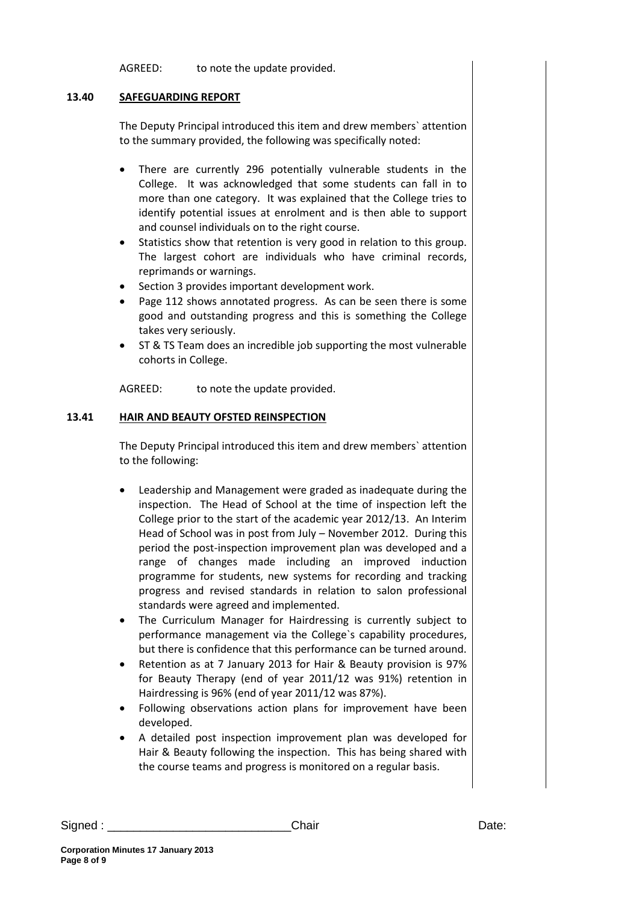AGREED: to note the update provided.

## 13.40 SAFEGUARDING REPORT

The Deputy Principal introduced this item and drew members` attention to the summary provided, the following was specifically noted:

- There are currently 296 potentially vulnerable students in the College. It was acknowledged that some students can fall in to more than one category. It was explained that the College tries to identify potential issues at enrolment and is then able to support and counsel individuals on to the right course.
- Statistics show that retention is very good in relation to this group. The largest cohort are individuals who have criminal records, reprimands or warnings.
- Section 3 provides important development work.
- Page 112 shows annotated progress. As can be seen there is some good and outstanding progress and this is something the College takes very seriously.
- ST & TS Team does an incredible job supporting the most vulnerable cohorts in College.

AGREED: to note the update provided.

## 13.41 HAIR AND BEAUTY OFSTED REINSPECTION

The Deputy Principal introduced this item and drew members` attention to the following:

- Leadership and Management were graded as inadequate during the inspection. The Head of School at the time of inspection left the College prior to the start of the academic year 2012/13. An Interim Head of School was in post from July – November 2012. During this period the post-inspection improvement plan was developed and a range of changes made including an improved induction programme for students, new systems for recording and tracking progress and revised standards in relation to salon professional standards were agreed and implemented.
- The Curriculum Manager for Hairdressing is currently subject to performance management via the College`s capability procedures, but there is confidence that this performance can be turned around.
- Retention as at 7 January 2013 for Hair & Beauty provision is 97% for Beauty Therapy (end of year 2011/12 was 91%) retention in Hairdressing is 96% (end of year 2011/12 was 87%).
- Following observations action plans for improvement have been developed.
- A detailed post inspection improvement plan was developed for Hair & Beauty following the inspection. This has being shared with the course teams and progress is monitored on a regular basis.

Signed : ___________________________Chair Date: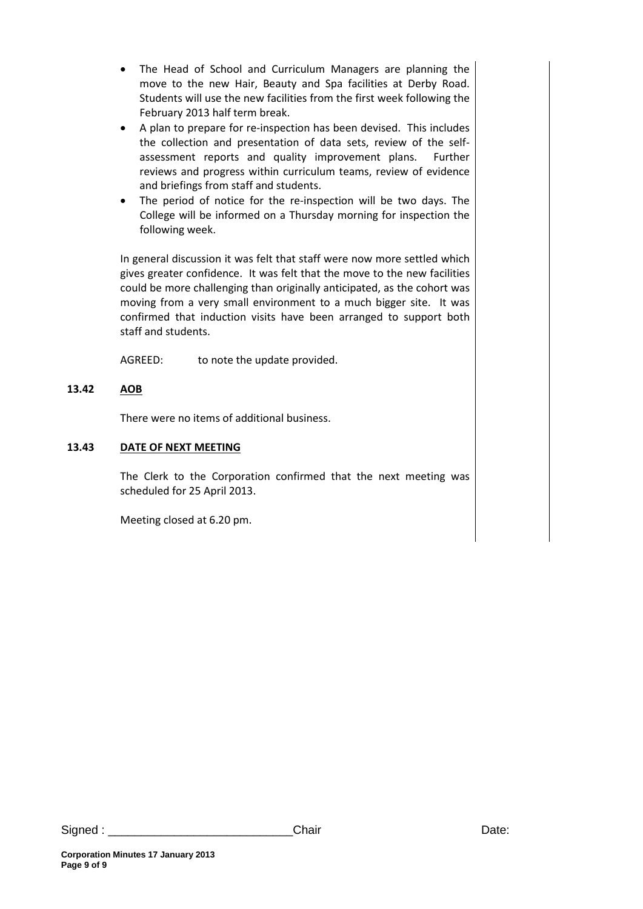- The Head of School and Curriculum Managers are planning the move to the new Hair, Beauty and Spa facilities at Derby Road. Students will use the new facilities from the first week following the February 2013 half term break.
- A plan to prepare for re-inspection has been devised. This includes the collection and presentation of data sets, review of the self-assessment reports and quality improvement plans. Further reviews and progress within curriculum teams, review of evidence and briefings from staff and students.
- The period of notice for the re-inspection will be two days. The College will be informed on a Thursday morning for inspection the following week.

In general discussion it was felt that staff were now more settled which gives greater confidence. It was felt that the move to the new facilities could be more challenging than originally anticipated, as the cohort was moving from a very small environment to a much bigger site. It was confirmed that induction visits have been arranged to support both staff and students.

AGREED: to note the update provided.

**13.42 AOB**

There were no items of additional business.

**13.43 DATE OF NEXT MEETING**

The Clerk to the Corporation confirmed that the next meeting was scheduled for 25 April 2013.

Meeting closed at 6.20 pm.

Signed : ___________________________Chair Date: